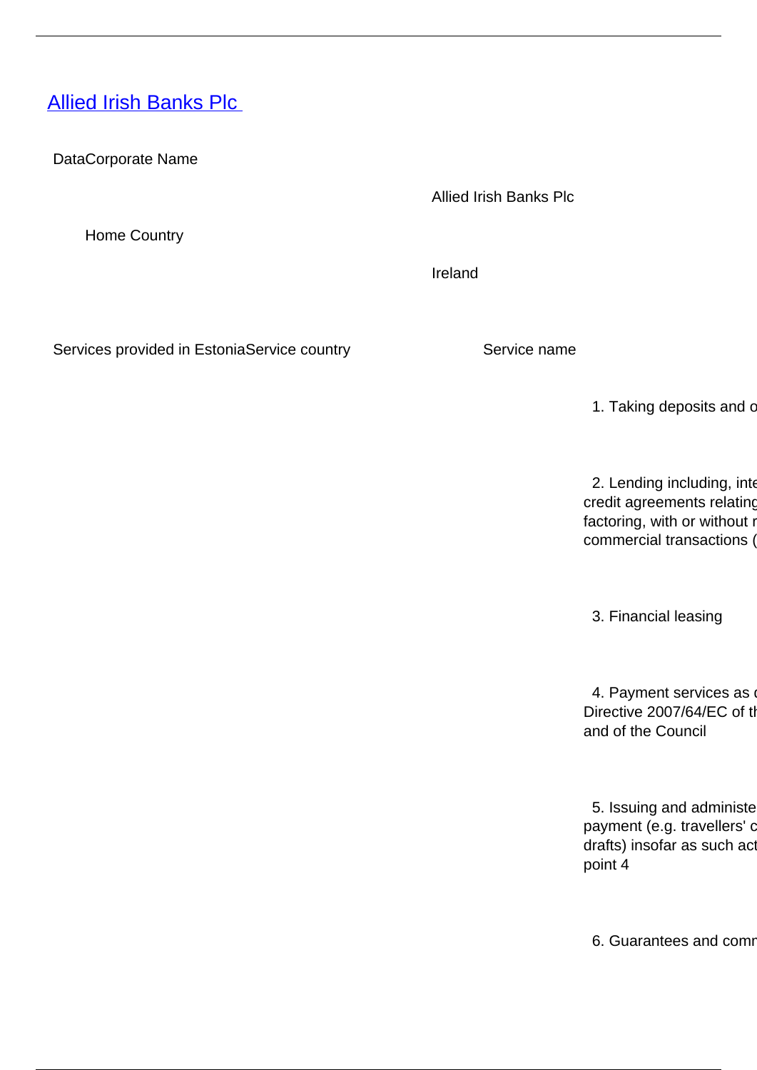# [Allied Irish Banks Plc](#)

DataCorporate Name

Allied Irish Banks Plc

Home Country

Ireland

Services provided in EstoniaService country | Service name

1. Taking deposits and o

2. Lending including, inte
credit agreements relating
factoring, with or without r
commercial transactions (

3. Financial leasing

4. Payment services as d
Directive 2007/64/EC of th
and of the Council

5. Issuing and administe
payment (e.g. travellers' c
drafts) insofar as such act
point 4

6. Guarantees and comm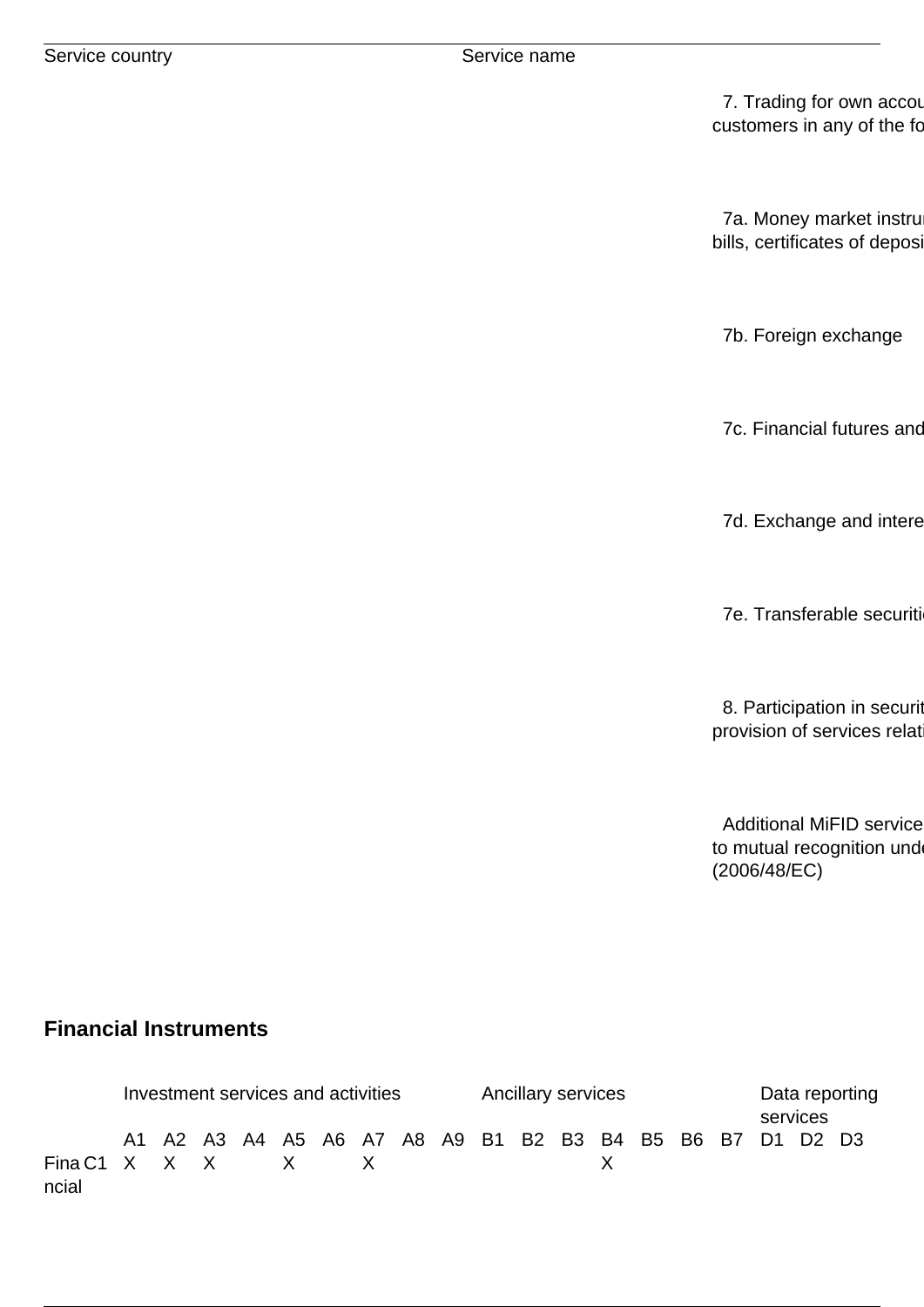| Service country | Service name | |
|---|---|---|
| | | 7. Trading for own accou customers in any of the fo |
| | | 7a. Money market instru bills, certificates of deposi |
| | | 7b. Foreign exchange |
| | | 7c. Financial futures and |
| | | 7d. Exchange and intere |
| | | 7e. Transferable securiti |
| | | 8. Participation in securit provision of services relat |
| | | Additional MiFID service to mutual recognition unde (2006/48/EC) |

## Financial Instruments

| | | Investment services and activities | | | | | | | | | Ancillary services | | | | | | | Data reporting services | | |
|---|---|---|---|---|---|---|---|---|---|---|---|---|---|---|---|---|---|---|---|---|
| | | A1 | A2 | A3 | A4 | A5 | A6 | A7 | A8 | A9 | B1 | B2 | B3 | B4 | B5 | B6 | B7 | D1 | D2 | D3 |
| Financial | C1 | X | X | X | | X | | X | | | | | | X | | | | | | |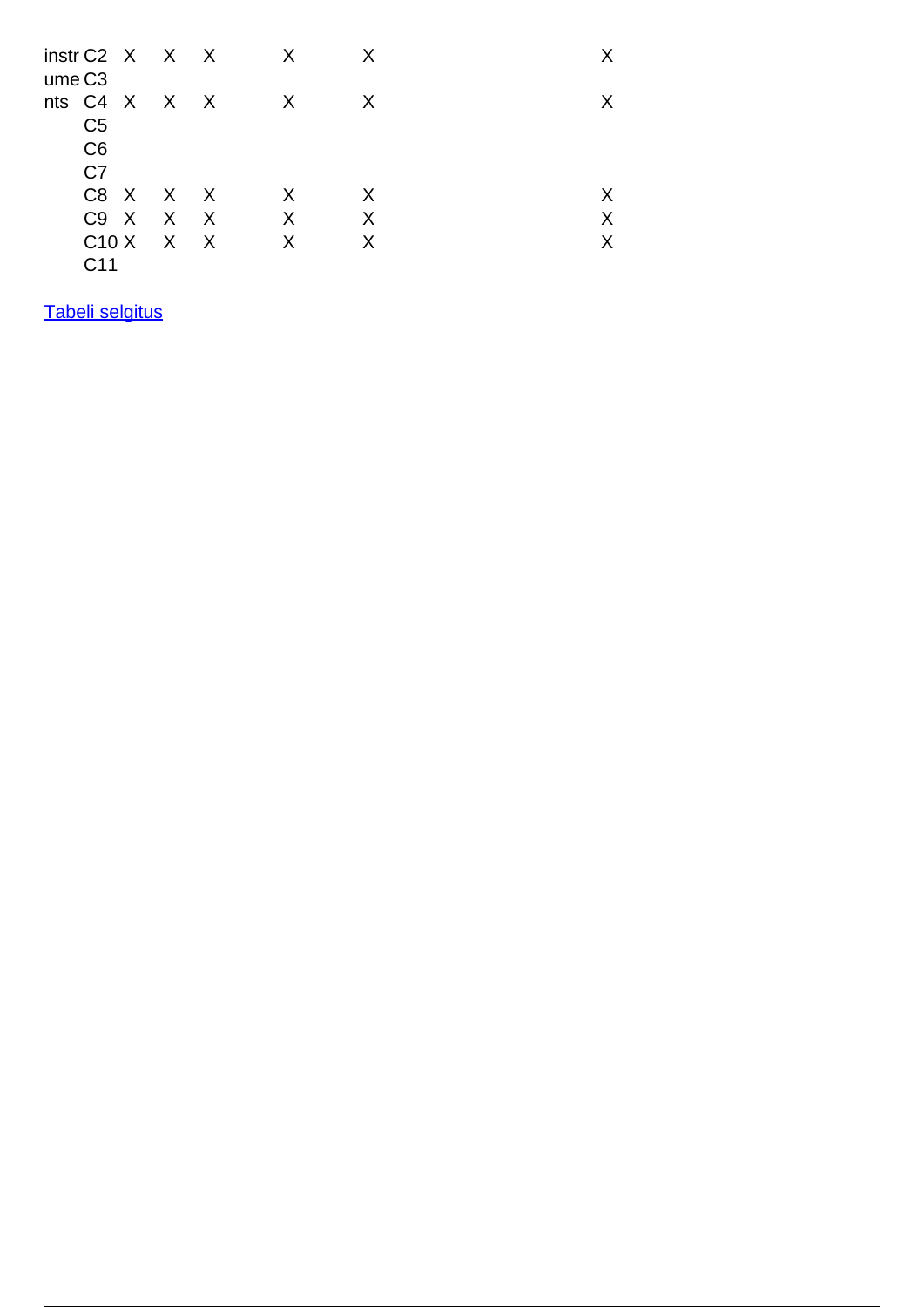| | | | | | | | |
|---|---|---|---|---|---|---|---|
| instr | C2 | X | X | X | X | X | X |
| ume | C3 | | | | | | |
| nts | C4 | X | X | X | X | X | X |
| | C5 | | | | | | |
| | C6 | | | | | | |
| | C7 | | | | | | |
| | C8 | X | X | X | X | X | X |
| | C9 | X | X | X | X | X | X |
| | C10 | X | X | X | X | X | X |
| | C11 | | | | | | |

Tabeli selgitus